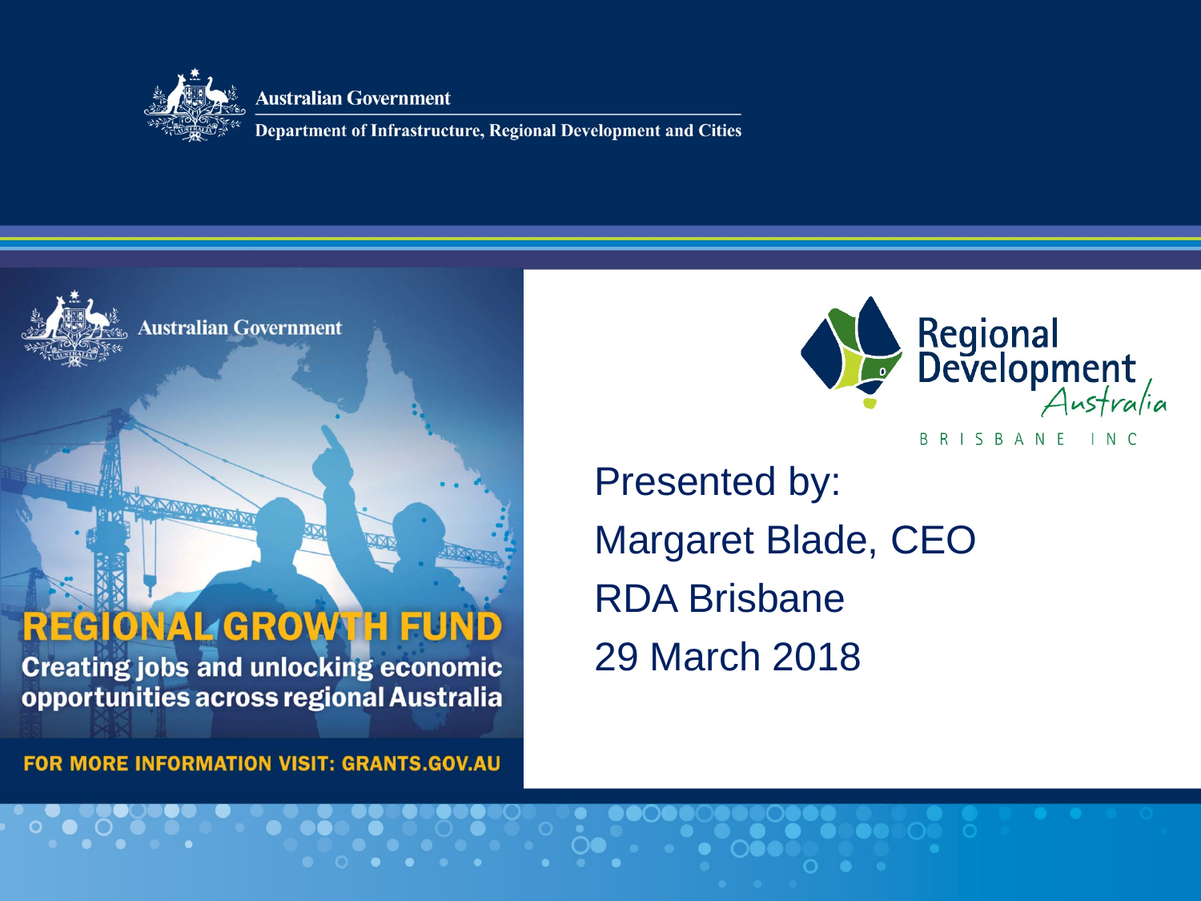Australian Government

Department of Infrastructure, Regional Development and Cities

Australian Government

# REGIONAL GROWTH FUND

**Creating jobs and unlocking economic opportunities across regional Australia**

**FOR MORE INFORMATION VISIT: GRANTS.GOV.AU**

Regional Development Australia

BRISBANE INC

Presented by:

Margaret Blade, CEO

RDA Brisbane

29 March 2018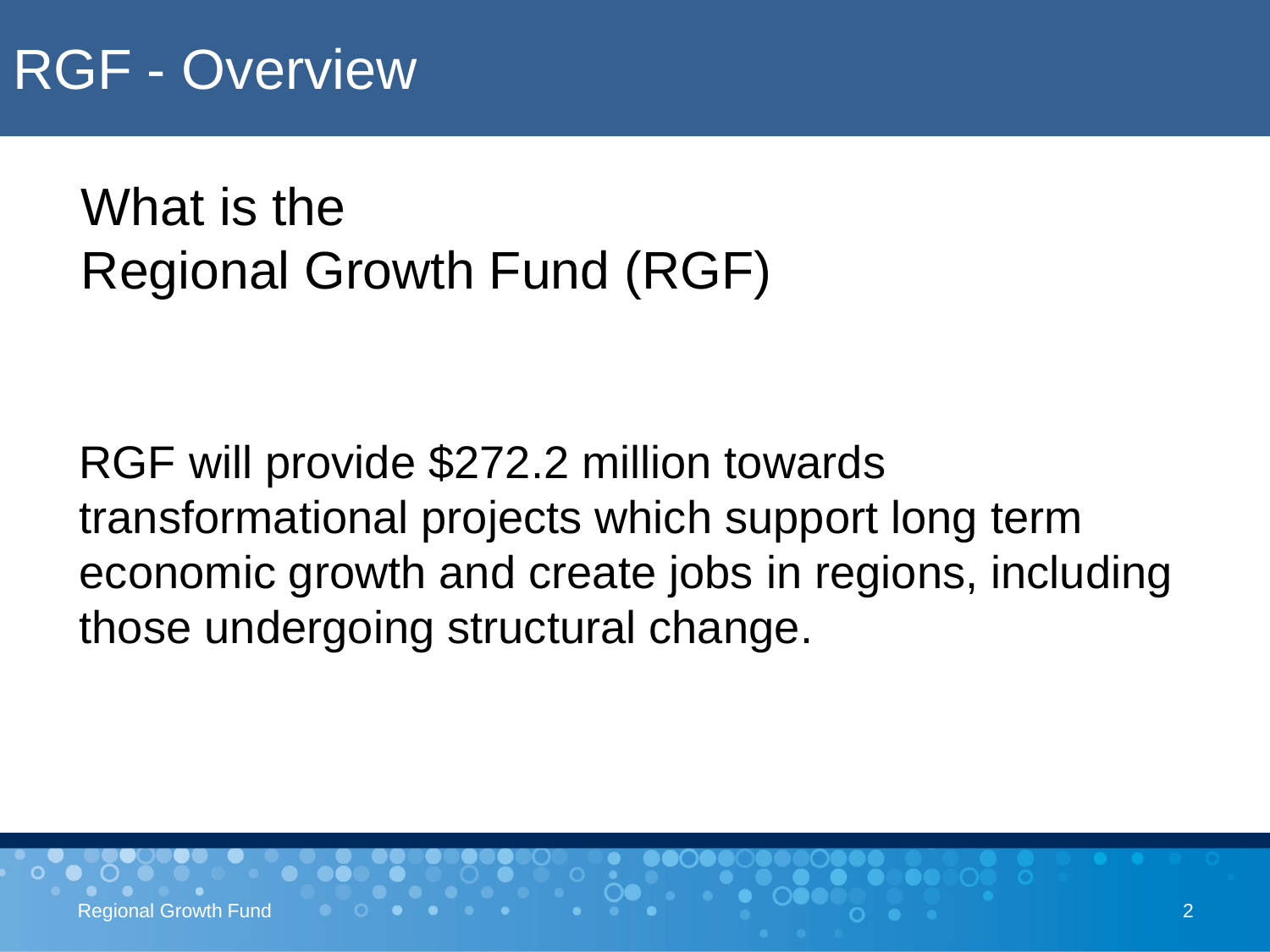# RGF - Overview

## What is the Regional Growth Fund (RGF)

RGF will provide $272.2 million towards transformational projects which support long term economic growth and create jobs in regions, including those undergoing structural change.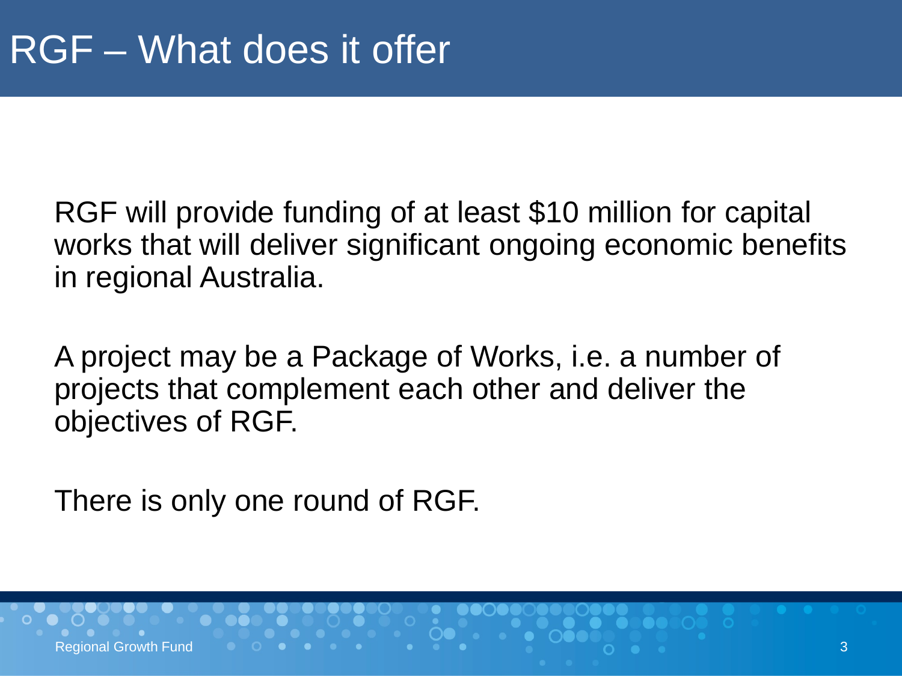# RGF – What does it offer

RGF will provide funding of at least $10 million for capital works that will deliver significant ongoing economic benefits in regional Australia.

A project may be a Package of Works, i.e. a number of projects that complement each other and deliver the objectives of RGF.

There is only one round of RGF.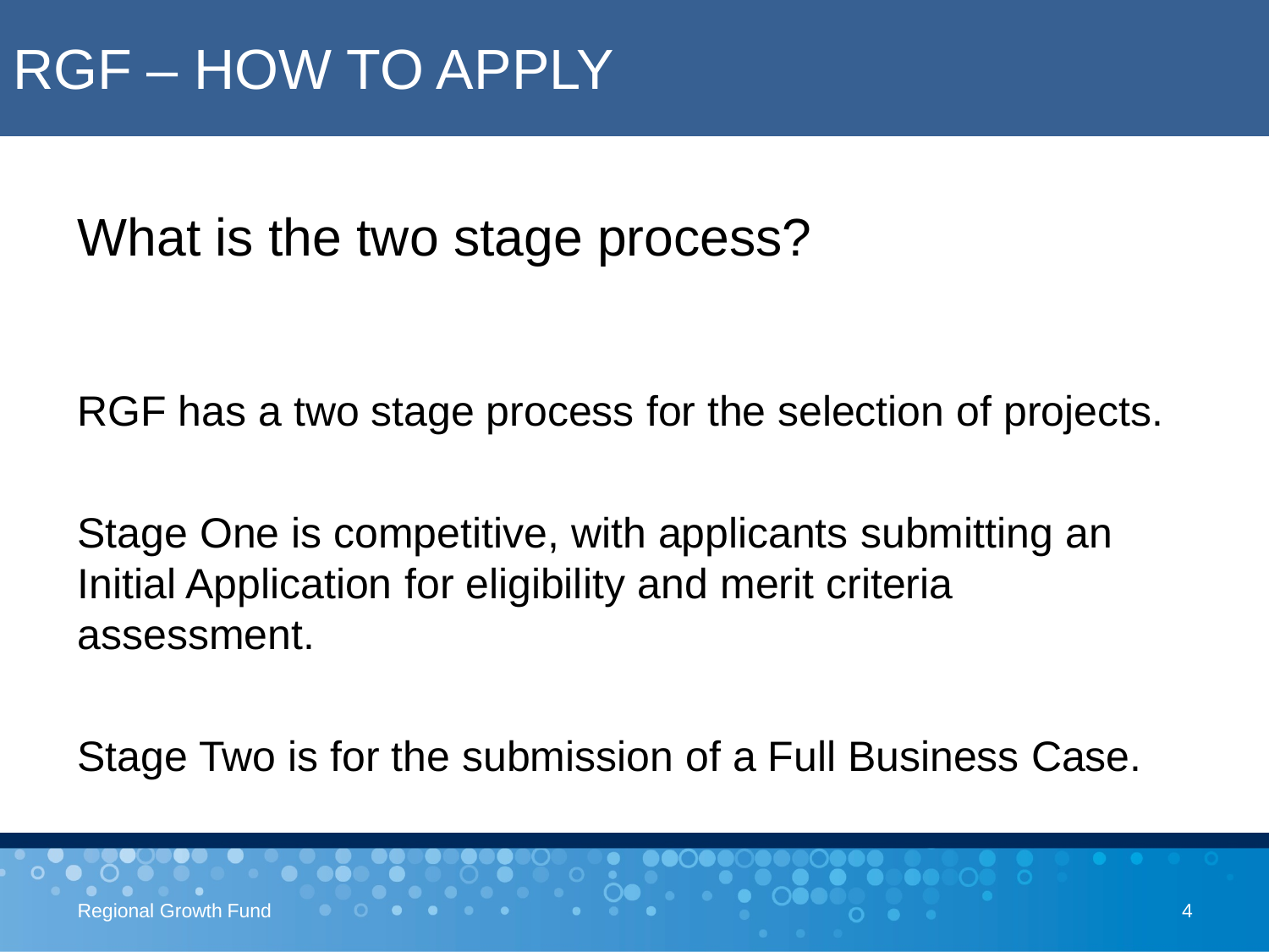# RGF – HOW TO APPLY

## What is the two stage process?

RGF has a two stage process for the selection of projects.

Stage One is competitive, with applicants submitting an Initial Application for eligibility and merit criteria assessment.

Stage Two is for the submission of a Full Business Case.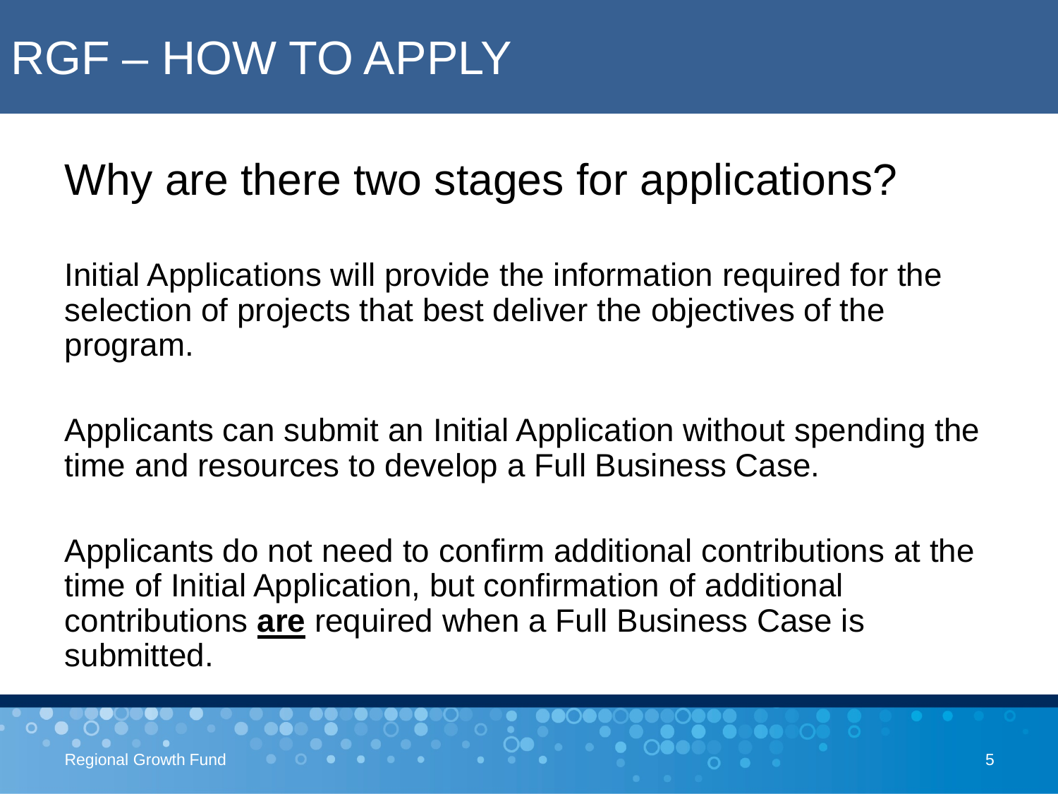# RGF – HOW TO APPLY

## Why are there two stages for applications?

Initial Applications will provide the information required for the selection of projects that best deliver the objectives of the program.

Applicants can submit an Initial Application without spending the time and resources to develop a Full Business Case.

Applicants do not need to confirm additional contributions at the time of Initial Application, but confirmation of additional contributions **are** required when a Full Business Case is submitted.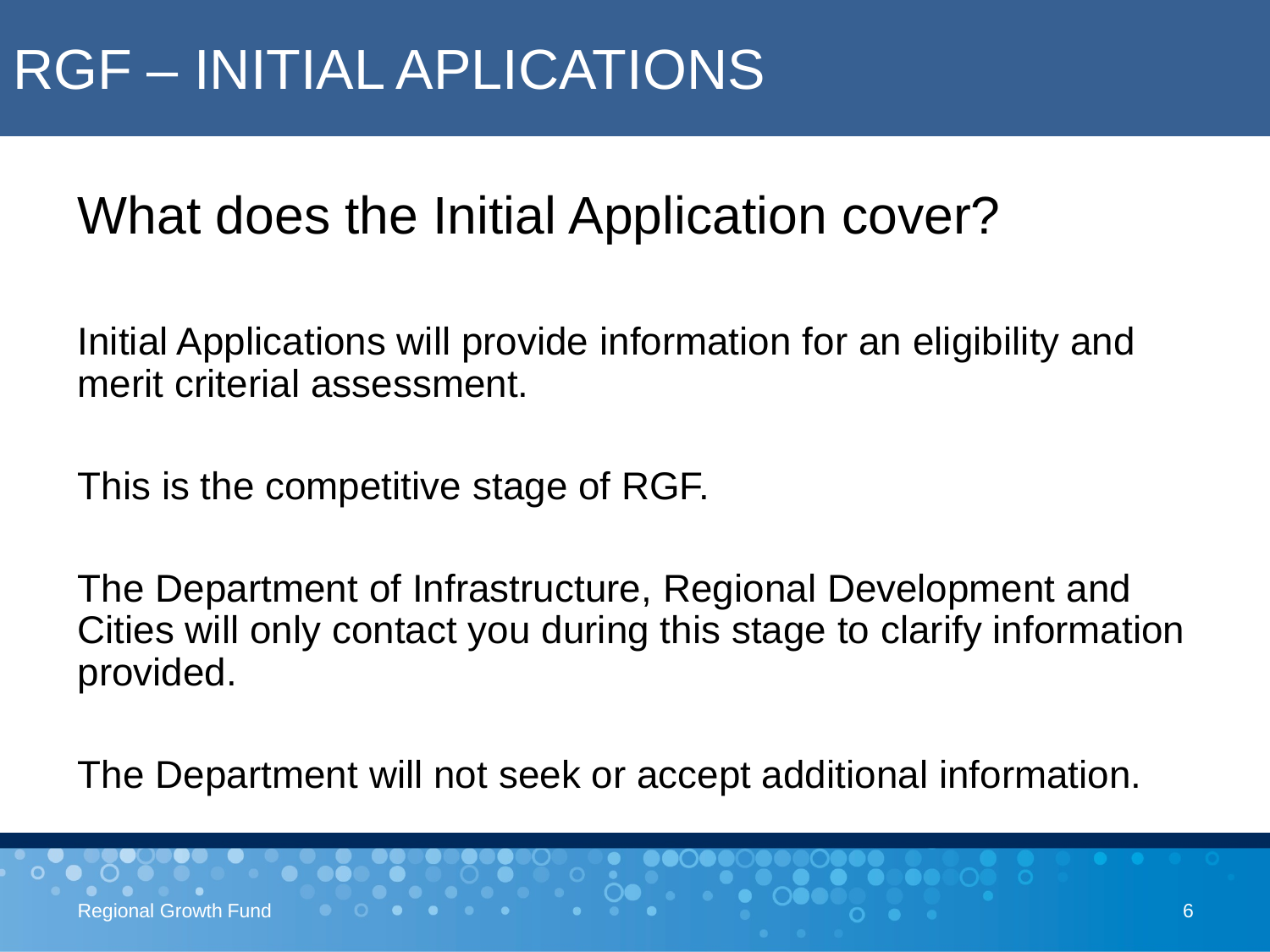# RGF – INITIAL APLICATIONS

## What does the Initial Application cover?

Initial Applications will provide information for an eligibility and merit criterial assessment.

This is the competitive stage of RGF.

The Department of Infrastructure, Regional Development and Cities will only contact you during this stage to clarify information provided.

The Department will not seek or accept additional information.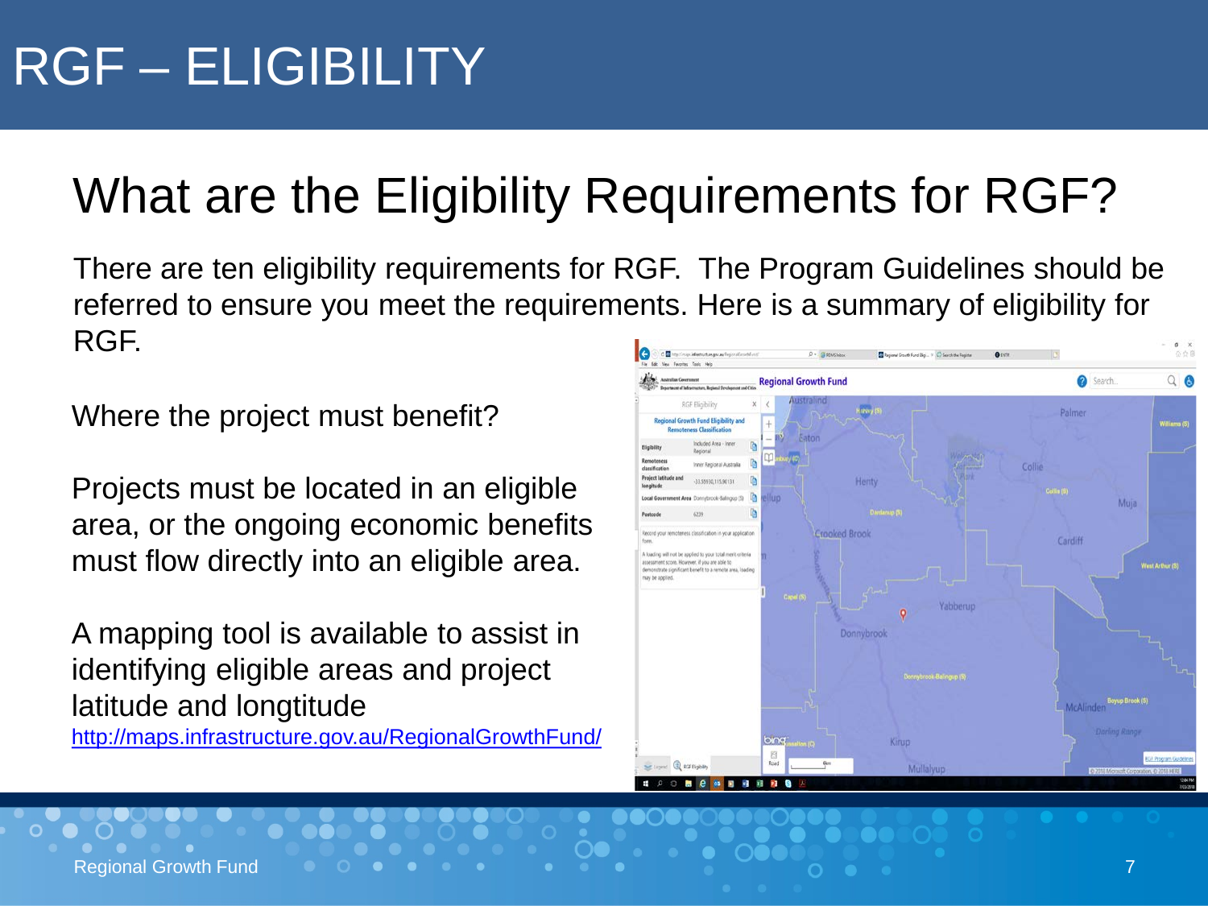# RGF – ELIGIBILITY

## What are the Eligibility Requirements for RGF?

There are ten eligibility requirements for RGF. The Program Guidelines should be referred to ensure you meet the requirements. Here is a summary of eligibility for RGF.

Where the project must benefit?

Projects must be located in an eligible area, or the ongoing economic benefits must flow directly into an eligible area.

A mapping tool is available to assist in identifying eligible areas and project latitude and longtitude
[http://maps.infrastructure.gov.au/RegionalGrowthFund/](http://maps.infrastructure.gov.au/RegionalGrowthFund/)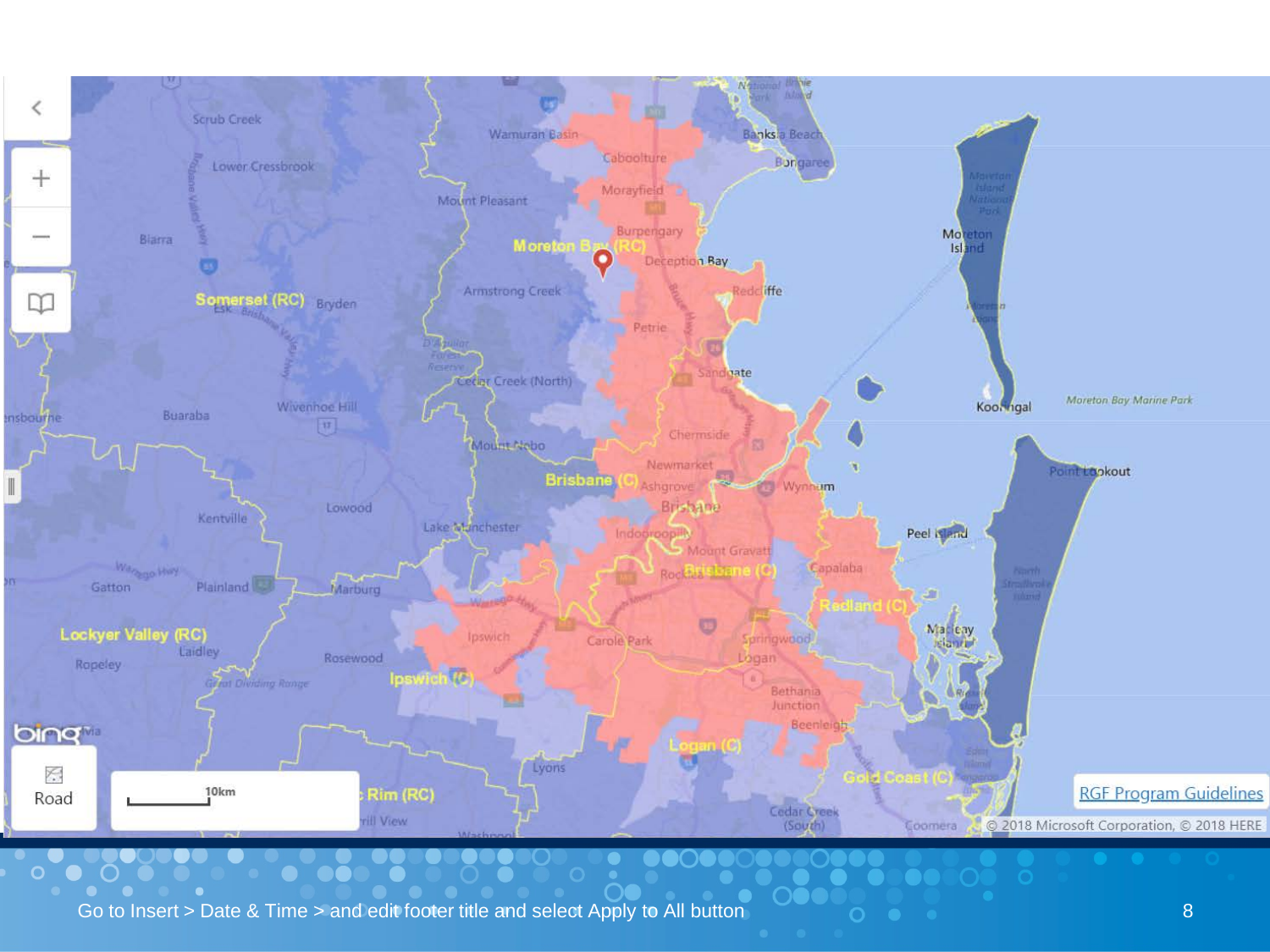[RGF Program Guidelines]

© 2018 Microsoft Corporation, © 2018 HERE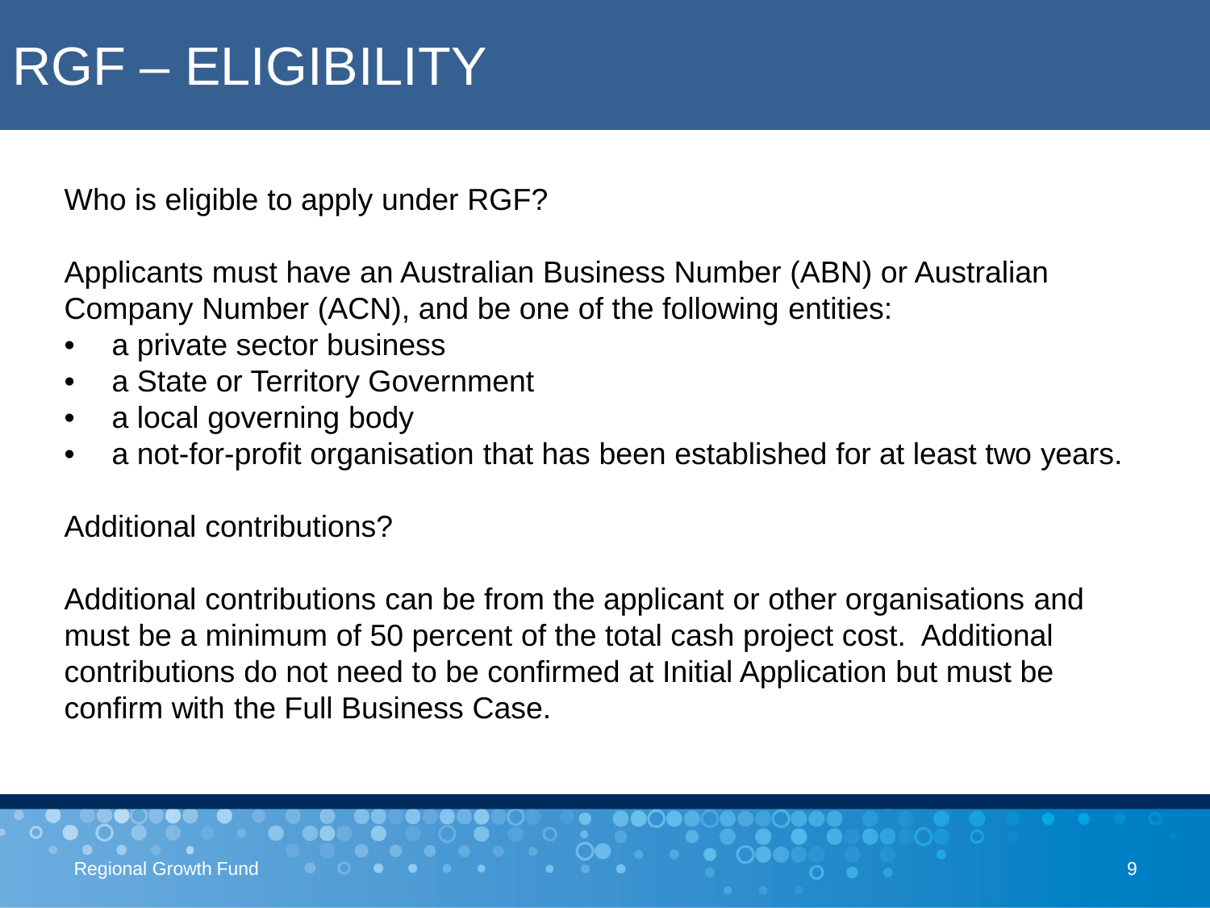# RGF – ELIGIBILITY

Who is eligible to apply under RGF?

Applicants must have an Australian Business Number (ABN) or Australian Company Number (ACN), and be one of the following entities:

- a private sector business
- a State or Territory Government
- a local governing body
- a not-for-profit organisation that has been established for at least two years.

Additional contributions?

Additional contributions can be from the applicant or other organisations and must be a minimum of 50 percent of the total cash project cost. Additional contributions do not need to be confirmed at Initial Application but must be confirm with the Full Business Case.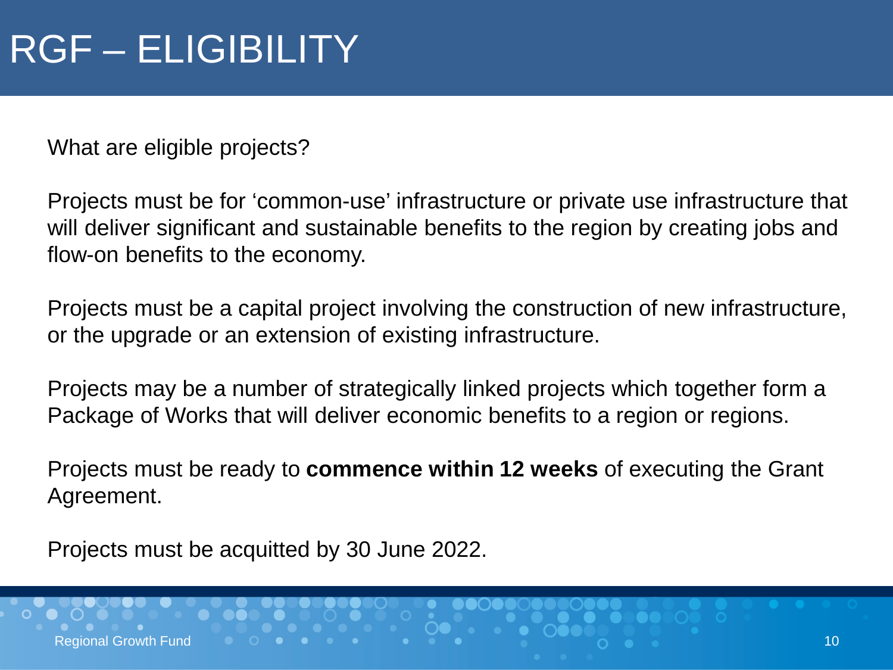# RGF – ELIGIBILITY

What are eligible projects?

Projects must be for ‘common-use’ infrastructure or private use infrastructure that will deliver significant and sustainable benefits to the region by creating jobs and flow-on benefits to the economy.

Projects must be a capital project involving the construction of new infrastructure, or the upgrade or an extension of existing infrastructure.

Projects may be a number of strategically linked projects which together form a Package of Works that will deliver economic benefits to a region or regions.

Projects must be ready to **commence within 12 weeks** of executing the Grant Agreement.

Projects must be acquitted by 30 June 2022.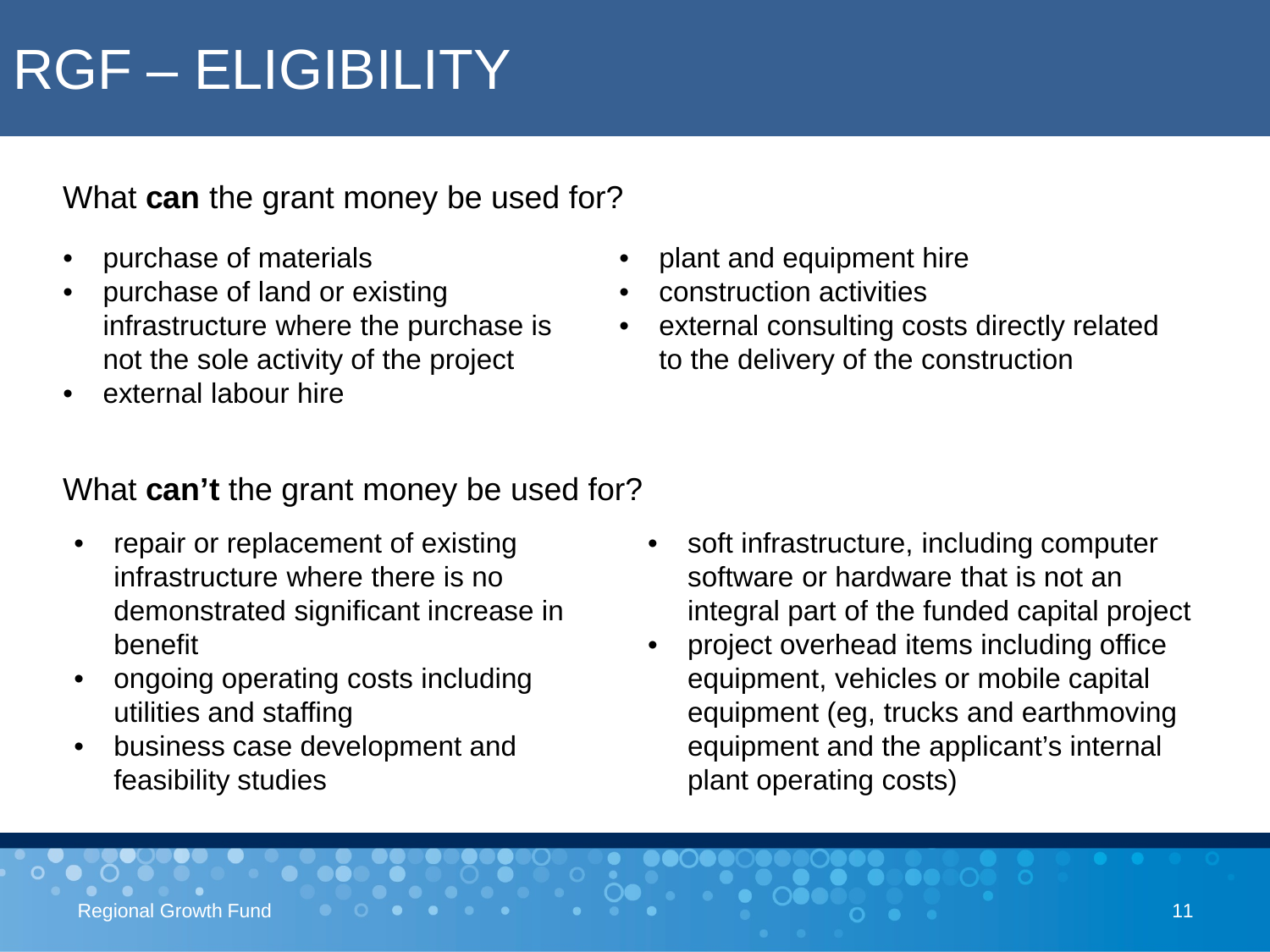# RGF – ELIGIBILITY

What **can** the grant money be used for?

- purchase of materials
- purchase of land or existing infrastructure where the purchase is not the sole activity of the project
- external labour hire
- plant and equipment hire
- construction activities
- external consulting costs directly related to the delivery of the construction

What **can't** the grant money be used for?

- repair or replacement of existing infrastructure where there is no demonstrated significant increase in benefit
- ongoing operating costs including utilities and staffing
- business case development and feasibility studies
- soft infrastructure, including computer software or hardware that is not an integral part of the funded capital project
- project overhead items including office equipment, vehicles or mobile capital equipment (eg, trucks and earthmoving equipment and the applicant's internal plant operating costs)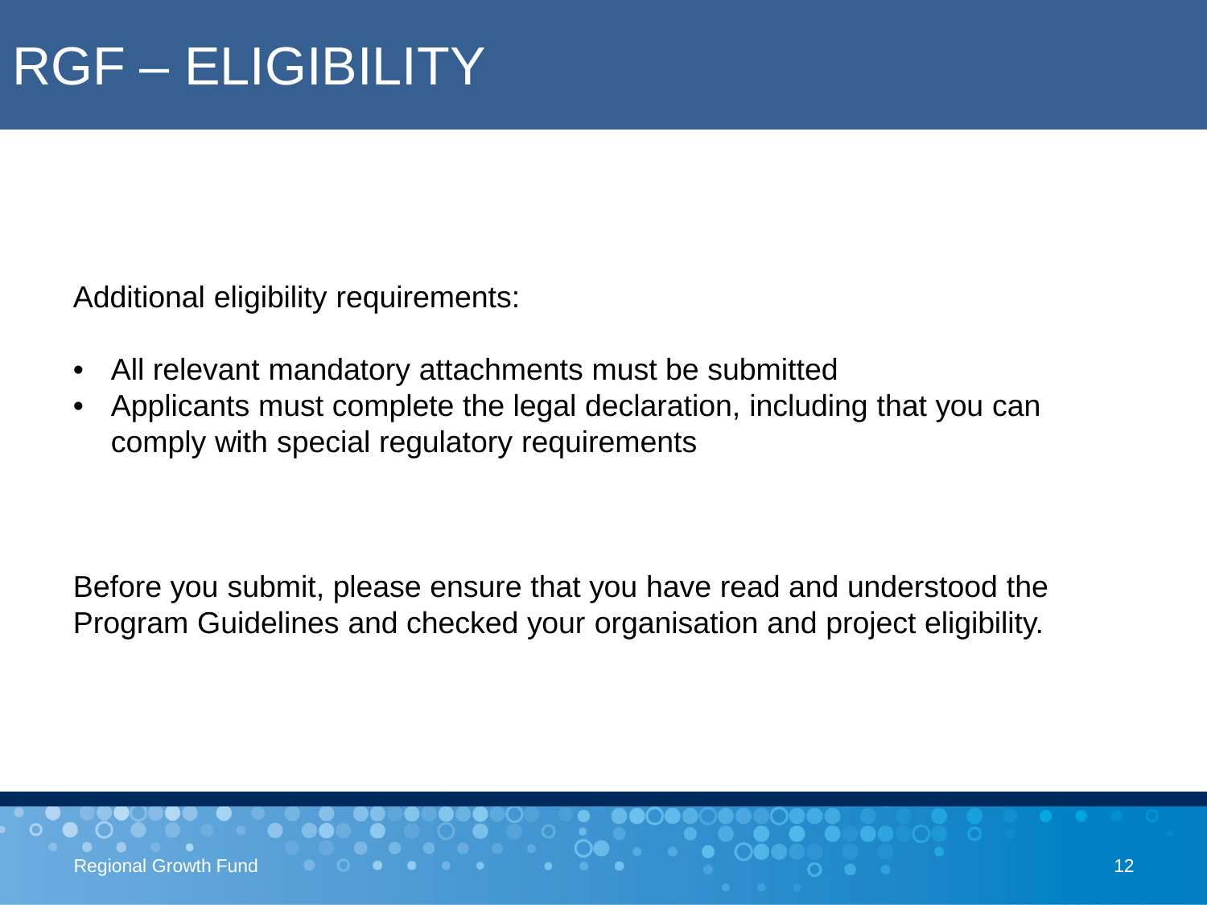# RGF – ELIGIBILITY

Additional eligibility requirements:

- All relevant mandatory attachments must be submitted
- Applicants must complete the legal declaration, including that you can comply with special regulatory requirements

Before you submit, please ensure that you have read and understood the Program Guidelines and checked your organisation and project eligibility.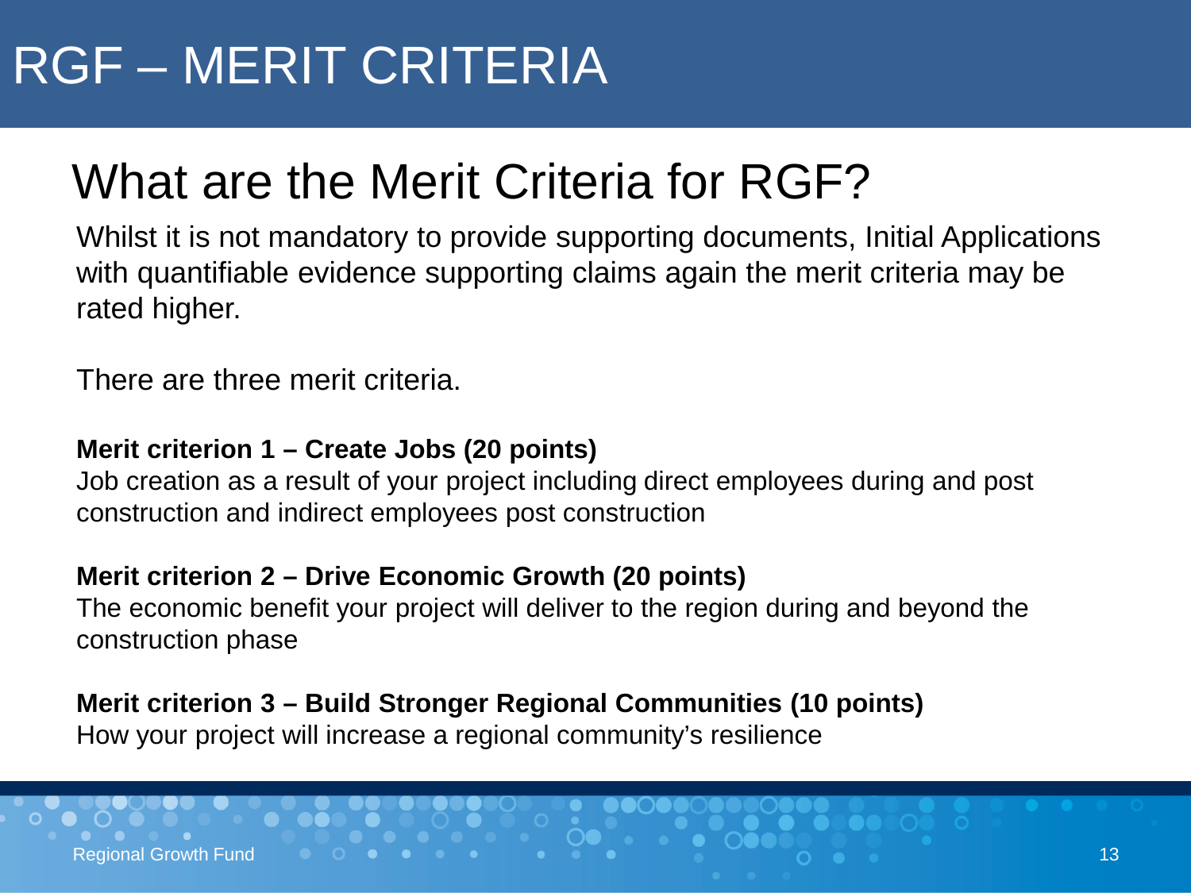# RGF – MERIT CRITERIA

## What are the Merit Criteria for RGF?

Whilst it is not mandatory to provide supporting documents, Initial Applications with quantifiable evidence supporting claims again the merit criteria may be rated higher.

There are three merit criteria.

**Merit criterion 1 – Create Jobs (20 points)**
Job creation as a result of your project including direct employees during and post construction and indirect employees post construction

**Merit criterion 2 – Drive Economic Growth (20 points)**
The economic benefit your project will deliver to the region during and beyond the construction phase

**Merit criterion 3 – Build Stronger Regional Communities (10 points)**
How your project will increase a regional community's resilience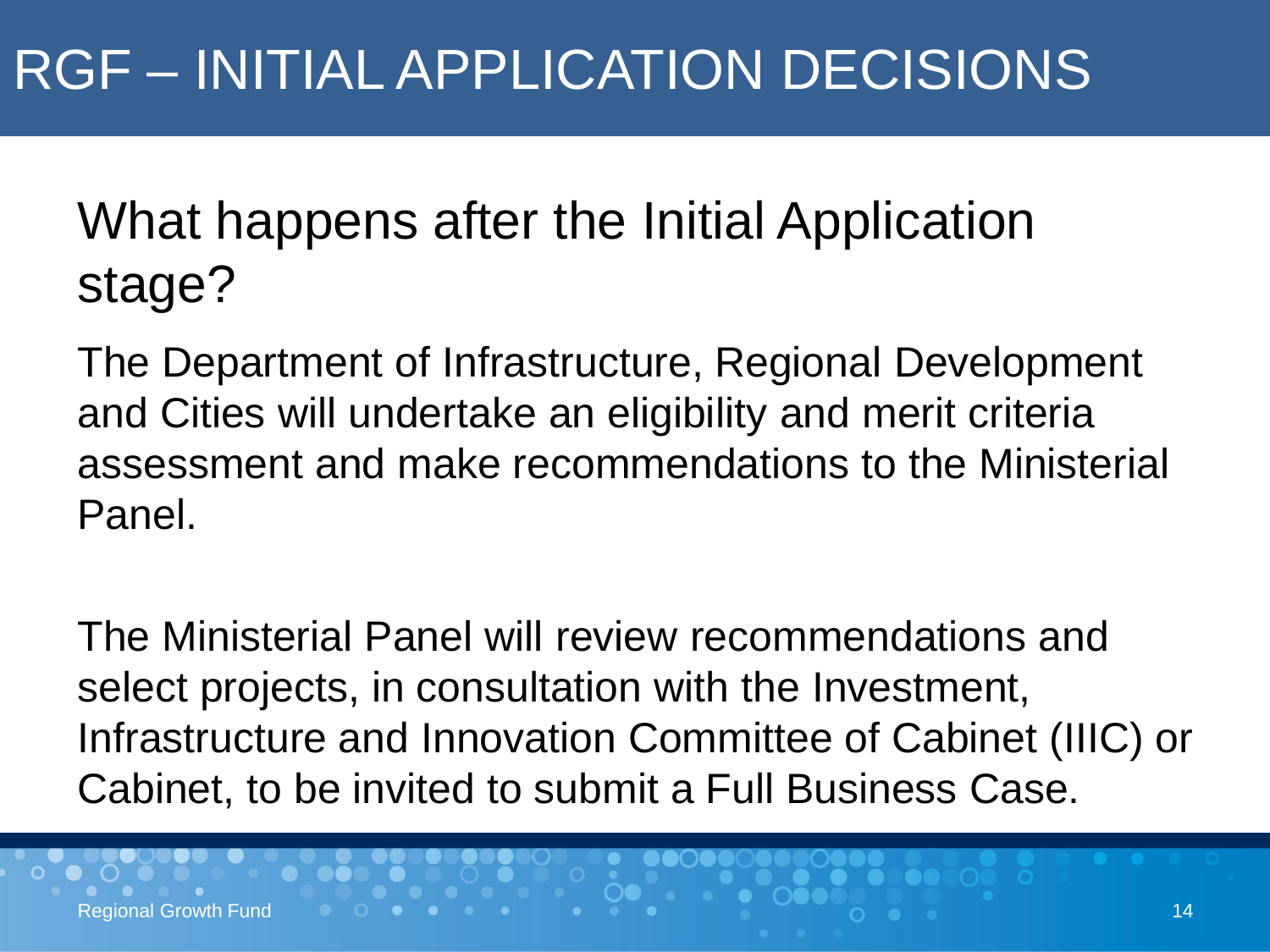# RGF – INITIAL APPLICATION DECISIONS

## What happens after the Initial Application stage?

The Department of Infrastructure, Regional Development and Cities will undertake an eligibility and merit criteria assessment and make recommendations to the Ministerial Panel.

The Ministerial Panel will review recommendations and select projects, in consultation with the Investment, Infrastructure and Innovation Committee of Cabinet (IIIC) or Cabinet, to be invited to submit a Full Business Case.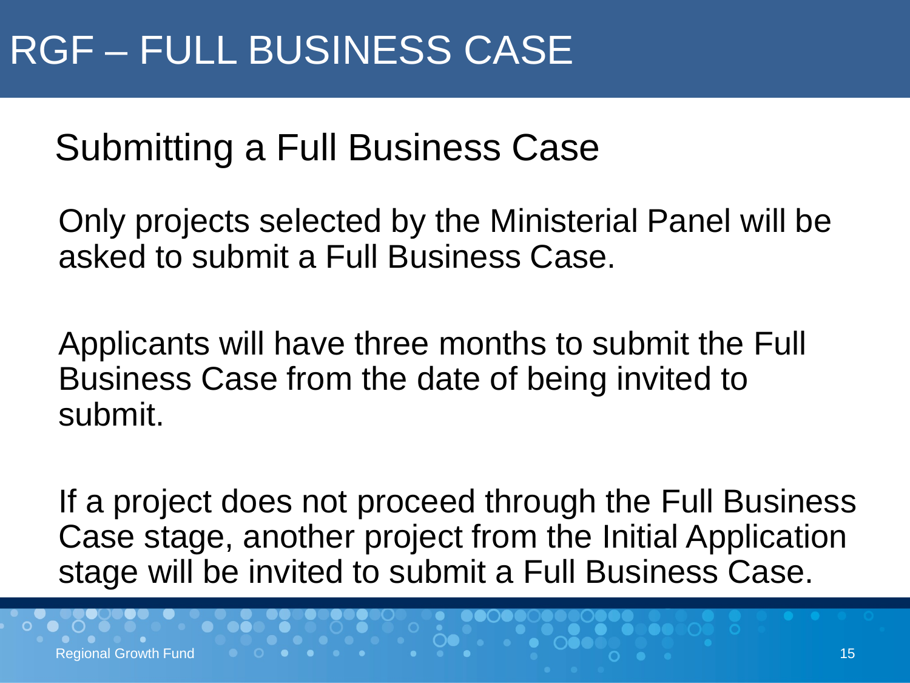# RGF – FULL BUSINESS CASE

## Submitting a Full Business Case

Only projects selected by the Ministerial Panel will be asked to submit a Full Business Case.

Applicants will have three months to submit the Full Business Case from the date of being invited to submit.

If a project does not proceed through the Full Business Case stage, another project from the Initial Application stage will be invited to submit a Full Business Case.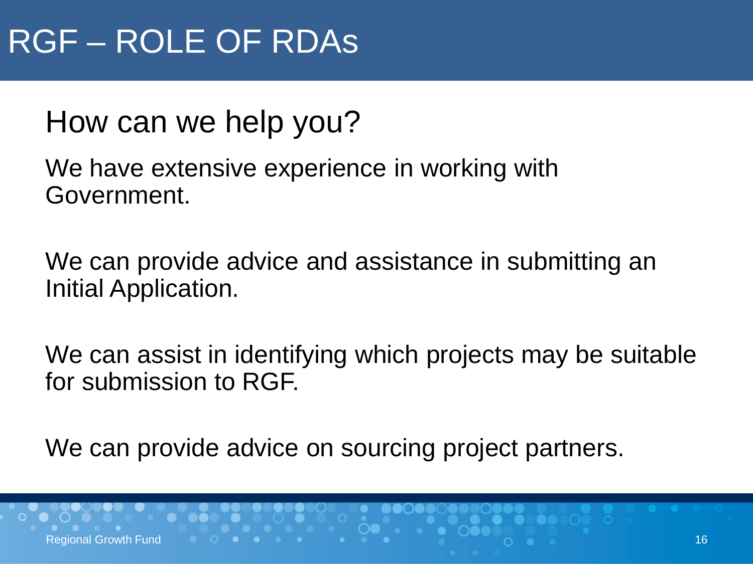# RGF – ROLE OF RDAs

## How can we help you?

We have extensive experience in working with Government.

We can provide advice and assistance in submitting an Initial Application.

We can assist in identifying which projects may be suitable for submission to RGF.

We can provide advice on sourcing project partners.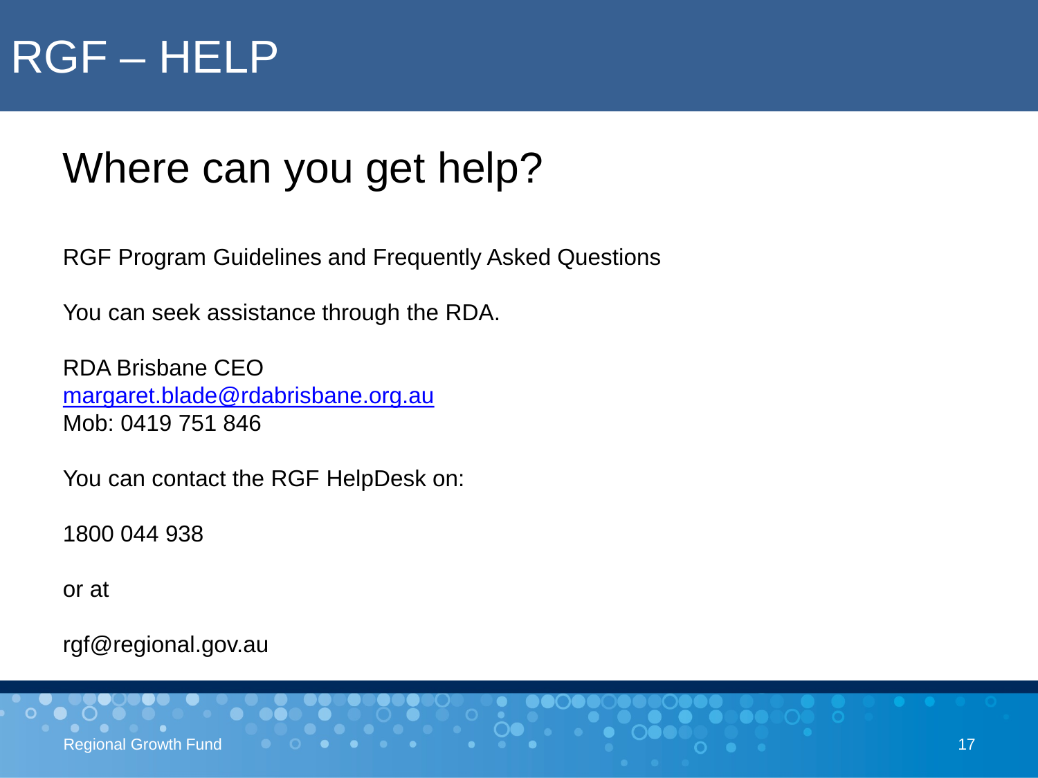# RGF – HELP

## Where can you get help?

RGF Program Guidelines and Frequently Asked Questions

You can seek assistance through the RDA.

RDA Brisbane CEO
margaret.blade@rdabrisbane.org.au
Mob: 0419 751 846

You can contact the RGF HelpDesk on:

1800 044 938

or at

rgf@regional.gov.au